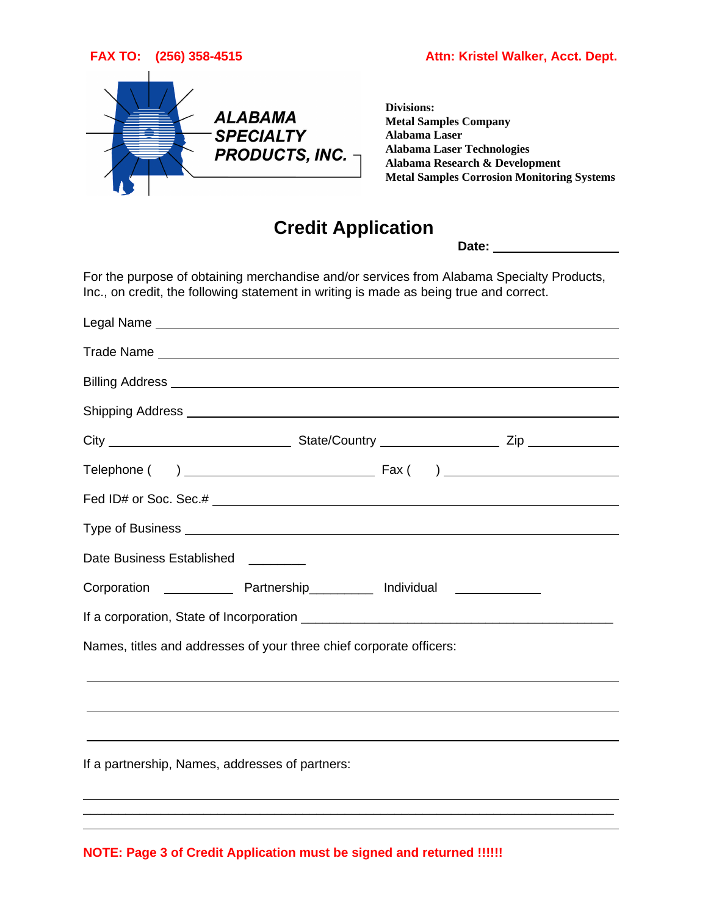**FAX TO: (256) 358-4515** **Attn: Kristel Walker, Acct. Dept.**

***ALABAMA SPECIALTY PRODUCTS, INC.***

**Divisions:**
**Metal Samples Company**
**Alabama Laser**
**Alabama Laser Technologies**
**Alabama Research & Development**
**Metal Samples Corrosion Monitoring Systems**

# Credit Application

**Date:** ____________________

For the purpose of obtaining merchandise and/or services from Alabama Specialty Products, Inc., on credit, the following statement in writing is made as being true and correct.

Legal Name ______________________________________________________________

Trade Name ______________________________________________________________

Billing Address ____________________________________________________________

Shipping Address __________________________________________________________

City ___________________________ State/Country __________________ Zip _____________

Telephone (    ) ____________________________ Fax (    ) ___________________________

Fed ID# or Soc. Sec.# ________________________________________________________

Type of Business ____________________________________________________________

Date Business Established ________

Corporation __________ Partnership_________ Individual ____________

If a corporation, State of Incorporation ____________________________________________

Names, titles and addresses of your three chief corporate officers:

______________________________________________________________________________

______________________________________________________________________________

______________________________________________________________________________

If a partnership, Names, addresses of partners:

______________________________________________________________________________

______________________________________________________________________________

______________________________________________________________________________

**NOTE: Page 3 of Credit Application must be signed and returned !!!!!!**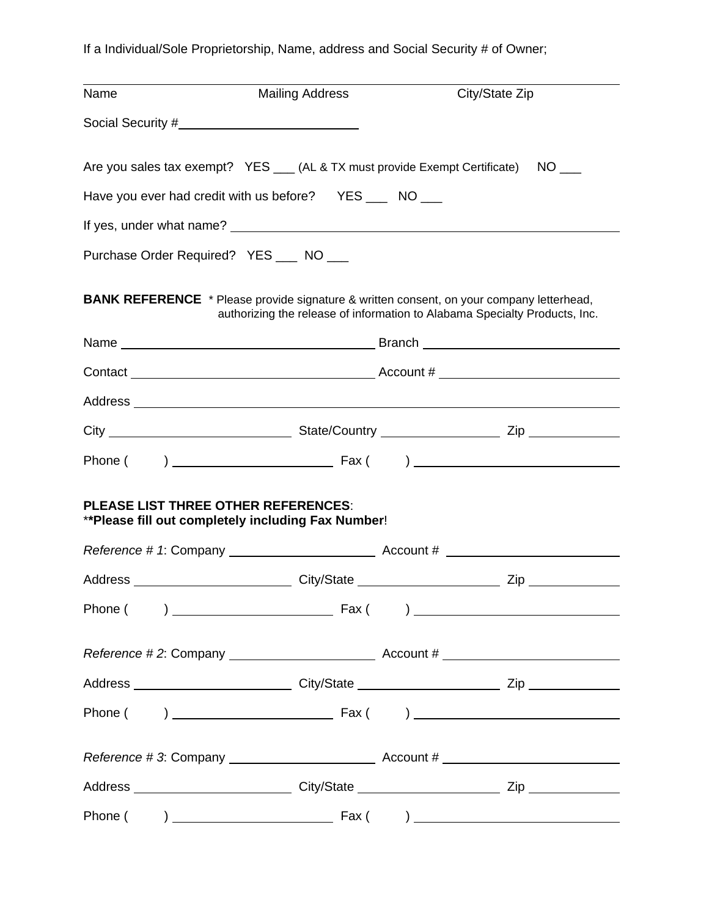If a Individual/Sole Proprietorship, Name, address and Social Security # of Owner;

______________________________________________________________________________

Name                                   Mailing Address                                   City/State Zip

Social Security #________________________

Are you sales tax exempt?   YES ___ (AL & TX must provide Exempt Certificate)     NO ___

Have you ever had credit with us before?     YES ___   NO ___

If yes, under what name? ______________________________________________________

Purchase Order Required?   YES ___  NO ___

**BANK REFERENCE** * Please provide signature & written consent, on your company letterhead, authorizing the release of information to Alabama Specialty Products, Inc.

Name ________________________________ Branch _________________________

Contact ______________________________ Account # ______________________

Address _____________________________________________________________

City _______________________ State/Country ______________ Zip ___________

Phone (       ) ____________________ Fax (       ) __________________________

**PLEASE LIST THREE OTHER REFERENCES**:
****Please fill out completely including Fax Number**!

*Reference # 1*: Company ____________________ Account # ______________________

Address ____________________ City/State ___________________ Zip ___________

Phone (       ) ____________________ Fax (       ) __________________________

*Reference # 2*: Company ____________________ Account # ______________________

Address ____________________ City/State ___________________ Zip ___________

Phone (       ) ____________________ Fax (       ) __________________________

*Reference # 3*: Company ____________________ Account # ______________________

Address ____________________ City/State ___________________ Zip ___________

Phone (       ) ____________________ Fax (       ) __________________________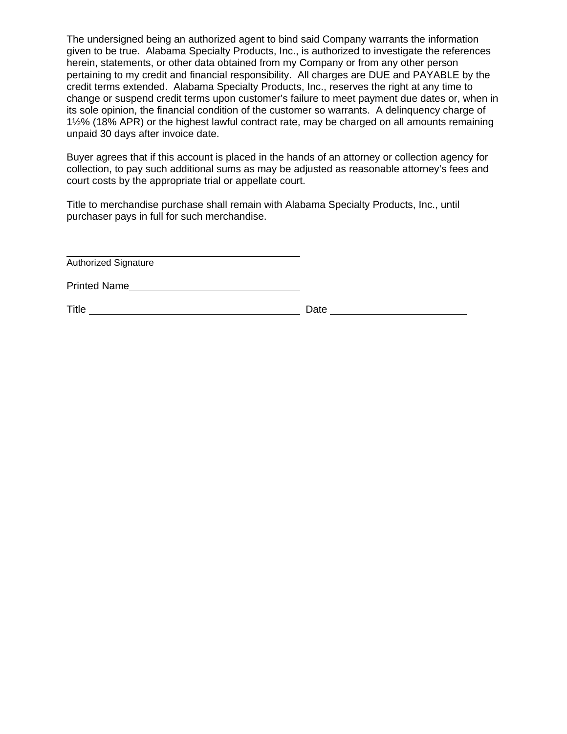The undersigned being an authorized agent to bind said Company warrants the information given to be true. Alabama Specialty Products, Inc., is authorized to investigate the references herein, statements, or other data obtained from my Company or from any other person pertaining to my credit and financial responsibility. All charges are DUE and PAYABLE by the credit terms extended. Alabama Specialty Products, Inc., reserves the right at any time to change or suspend credit terms upon customer's failure to meet payment due dates or, when in its sole opinion, the financial condition of the customer so warrants. A delinquency charge of 1½% (18% APR) or the highest lawful contract rate, may be charged on all amounts remaining unpaid 30 days after invoice date.

Buyer agrees that if this account is placed in the hands of an attorney or collection agency for collection, to pay such additional sums as may be adjusted as reasonable attorney's fees and court costs by the appropriate trial or appellate court.

Title to merchandise purchase shall remain with Alabama Specialty Products, Inc., until purchaser pays in full for such merchandise.

\_\_\_\_\_\_\_\_\_\_\_\_\_\_\_\_\_\_\_\_\_\_\_\_\_\_\_\_\_\_\_\_\_\_\_\_\_\_\_\_
Authorized Signature

Printed Name\_\_\_\_\_\_\_\_\_\_\_\_\_\_\_\_\_\_\_\_\_\_\_\_\_\_\_\_\_\_

Title \_\_\_\_\_\_\_\_\_\_\_\_\_\_\_\_\_\_\_\_\_\_\_\_\_\_\_\_\_\_\_\_\_\_\_\_ Date \_\_\_\_\_\_\_\_\_\_\_\_\_\_\_\_\_\_\_\_\_\_\_\_